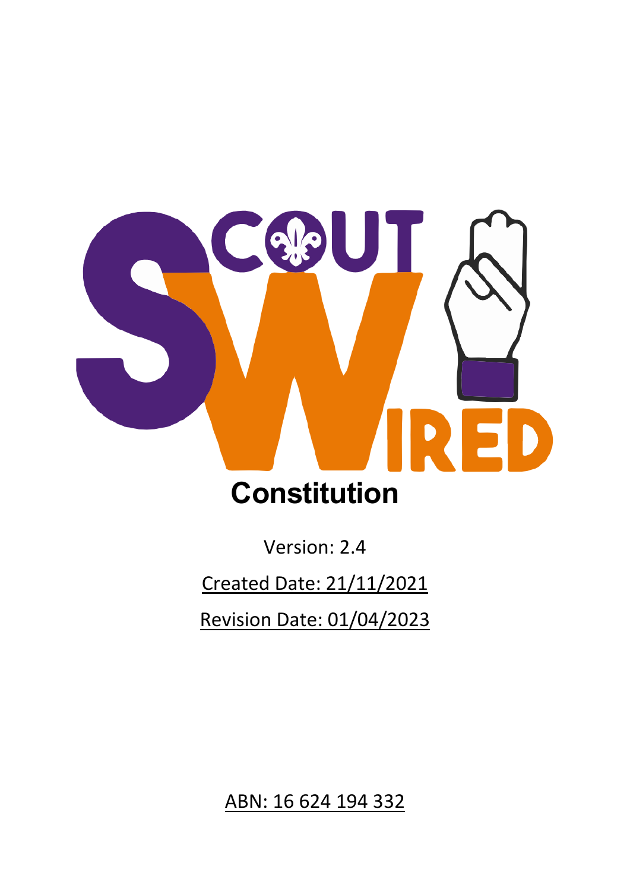# Constitution

Version: 2.4

Created Date: 21/11/2021

Revision Date: 01/04/2023

ABN: 16 624 194 332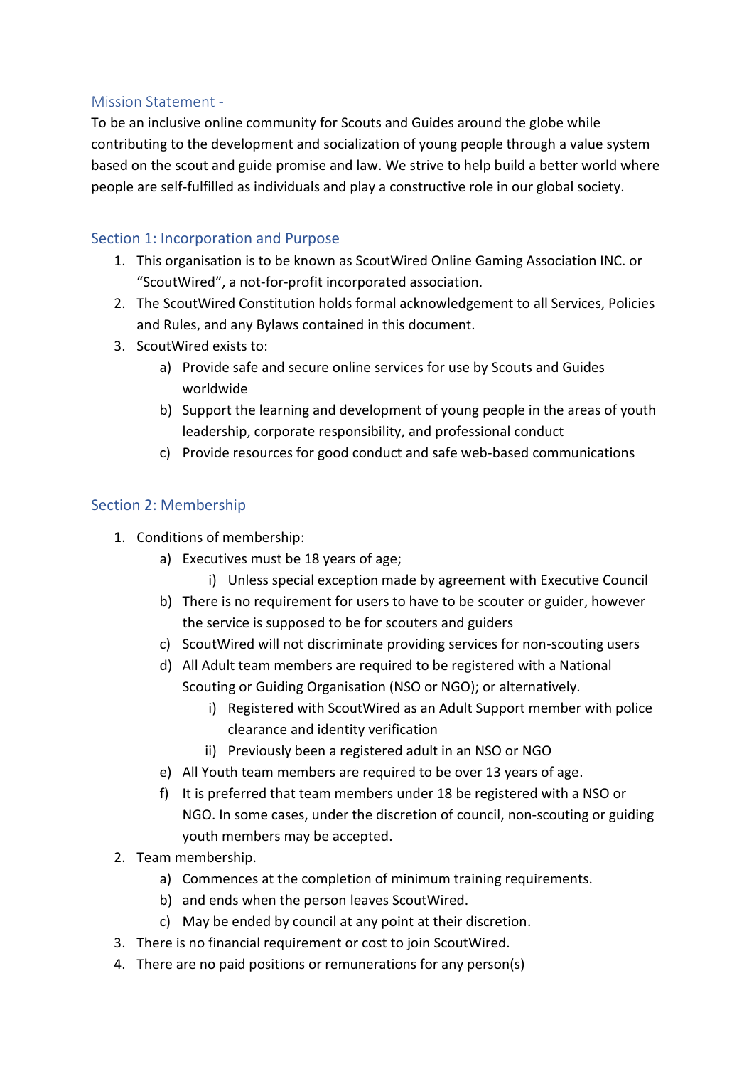## Mission Statement -

To be an inclusive online community for Scouts and Guides around the globe while contributing to the development and socialization of young people through a value system based on the scout and guide promise and law. We strive to help build a better world where people are self-fulfilled as individuals and play a constructive role in our global society.

## Section 1: Incorporation and Purpose

1. This organisation is to be known as ScoutWired Online Gaming Association INC. or "ScoutWired", a not-for-profit incorporated association.
2. The ScoutWired Constitution holds formal acknowledgement to all Services, Policies and Rules, and any Bylaws contained in this document.
3. ScoutWired exists to:
   a) Provide safe and secure online services for use by Scouts and Guides worldwide
   b) Support the learning and development of young people in the areas of youth leadership, corporate responsibility, and professional conduct
   c) Provide resources for good conduct and safe web-based communications

## Section 2: Membership

1. Conditions of membership:
   a) Executives must be 18 years of age;
      i) Unless special exception made by agreement with Executive Council
   b) There is no requirement for users to have to be scouter or guider, however the service is supposed to be for scouters and guiders
   c) ScoutWired will not discriminate providing services for non-scouting users
   d) All Adult team members are required to be registered with a National Scouting or Guiding Organisation (NSO or NGO); or alternatively.
      i) Registered with ScoutWired as an Adult Support member with police clearance and identity verification
      ii) Previously been a registered adult in an NSO or NGO
   e) All Youth team members are required to be over 13 years of age.
   f) It is preferred that team members under 18 be registered with a NSO or NGO. In some cases, under the discretion of council, non-scouting or guiding youth members may be accepted.
2. Team membership.
   a) Commences at the completion of minimum training requirements.
   b) and ends when the person leaves ScoutWired.
   c) May be ended by council at any point at their discretion.
3. There is no financial requirement or cost to join ScoutWired.
4. There are no paid positions or remunerations for any person(s)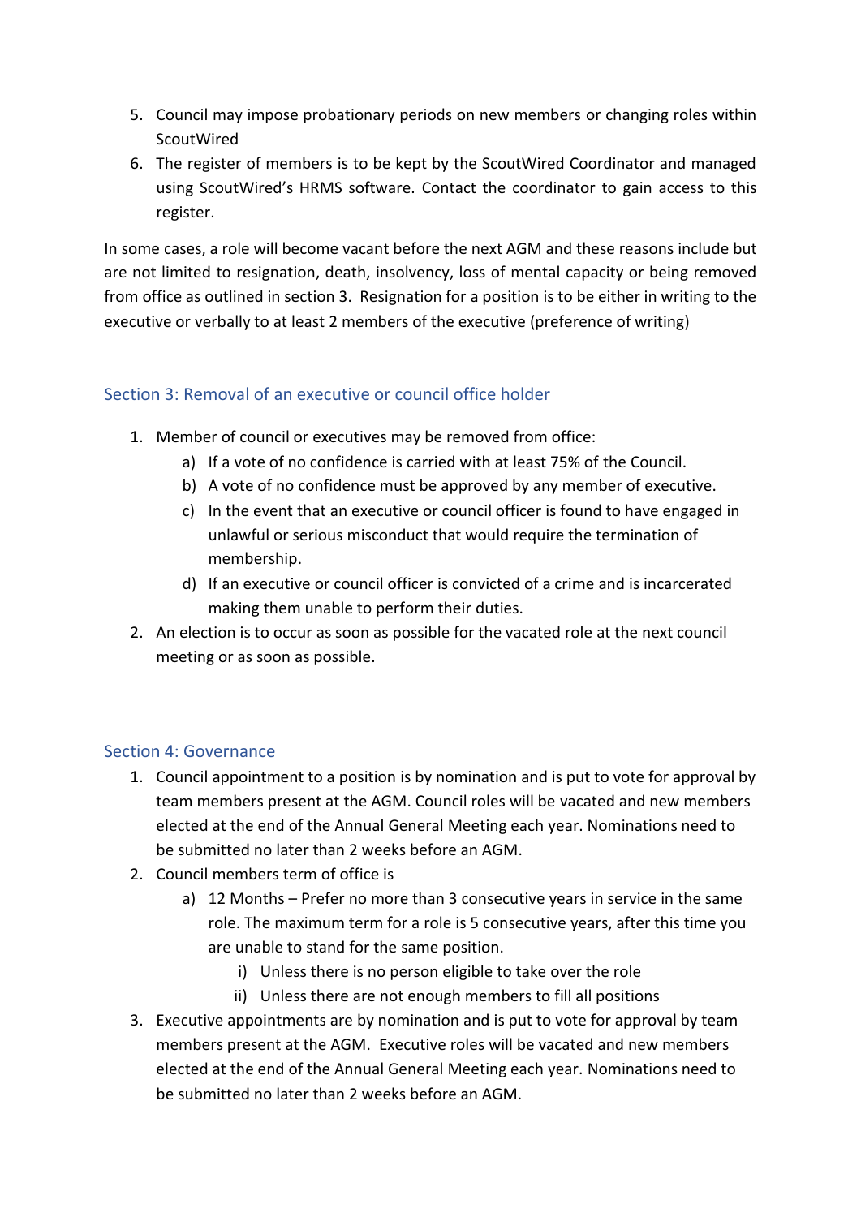5. Council may impose probationary periods on new members or changing roles within ScoutWired
6. The register of members is to be kept by the ScoutWired Coordinator and managed using ScoutWired's HRMS software. Contact the coordinator to gain access to this register.

In some cases, a role will become vacant before the next AGM and these reasons include but are not limited to resignation, death, insolvency, loss of mental capacity or being removed from office as outlined in section 3. Resignation for a position is to be either in writing to the executive or verbally to at least 2 members of the executive (preference of writing)

## Section 3: Removal of an executive or council office holder

1. Member of council or executives may be removed from office:
   a) If a vote of no confidence is carried with at least 75% of the Council.
   b) A vote of no confidence must be approved by any member of executive.
   c) In the event that an executive or council officer is found to have engaged in unlawful or serious misconduct that would require the termination of membership.
   d) If an executive or council officer is convicted of a crime and is incarcerated making them unable to perform their duties.
2. An election is to occur as soon as possible for the vacated role at the next council meeting or as soon as possible.

## Section 4: Governance

1. Council appointment to a position is by nomination and is put to vote for approval by team members present at the AGM. Council roles will be vacated and new members elected at the end of the Annual General Meeting each year. Nominations need to be submitted no later than 2 weeks before an AGM.
2. Council members term of office is
   a) 12 Months – Prefer no more than 3 consecutive years in service in the same role. The maximum term for a role is 5 consecutive years, after this time you are unable to stand for the same position.
      i) Unless there is no person eligible to take over the role
      ii) Unless there are not enough members to fill all positions
3. Executive appointments are by nomination and is put to vote for approval by team members present at the AGM. Executive roles will be vacated and new members elected at the end of the Annual General Meeting each year. Nominations need to be submitted no later than 2 weeks before an AGM.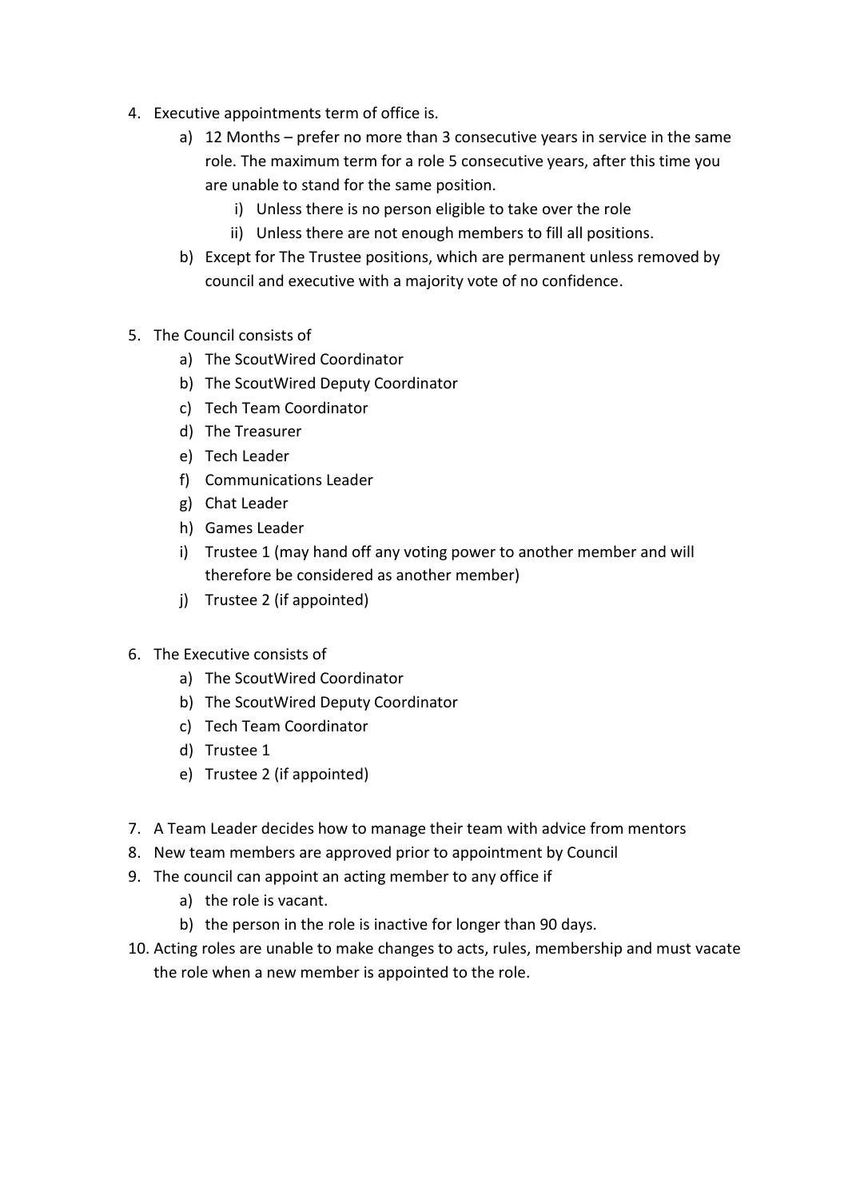4. Executive appointments term of office is.
    a) 12 Months – prefer no more than 3 consecutive years in service in the same role. The maximum term for a role 5 consecutive years, after this time you are unable to stand for the same position.
        i) Unless there is no person eligible to take over the role
        ii) Unless there are not enough members to fill all positions.
    b) Except for The Trustee positions, which are permanent unless removed by council and executive with a majority vote of no confidence.

5. The Council consists of
    a) The ScoutWired Coordinator
    b) The ScoutWired Deputy Coordinator
    c) Tech Team Coordinator
    d) The Treasurer
    e) Tech Leader
    f) Communications Leader
    g) Chat Leader
    h) Games Leader
    i) Trustee 1 (may hand off any voting power to another member and will therefore be considered as another member)
    j) Trustee 2 (if appointed)

6. The Executive consists of
    a) The ScoutWired Coordinator
    b) The ScoutWired Deputy Coordinator
    c) Tech Team Coordinator
    d) Trustee 1
    e) Trustee 2 (if appointed)

7. A Team Leader decides how to manage their team with advice from mentors
8. New team members are approved prior to appointment by Council
9. The council can appoint an acting member to any office if
    a) the role is vacant.
    b) the person in the role is inactive for longer than 90 days.
10. Acting roles are unable to make changes to acts, rules, membership and must vacate the role when a new member is appointed to the role.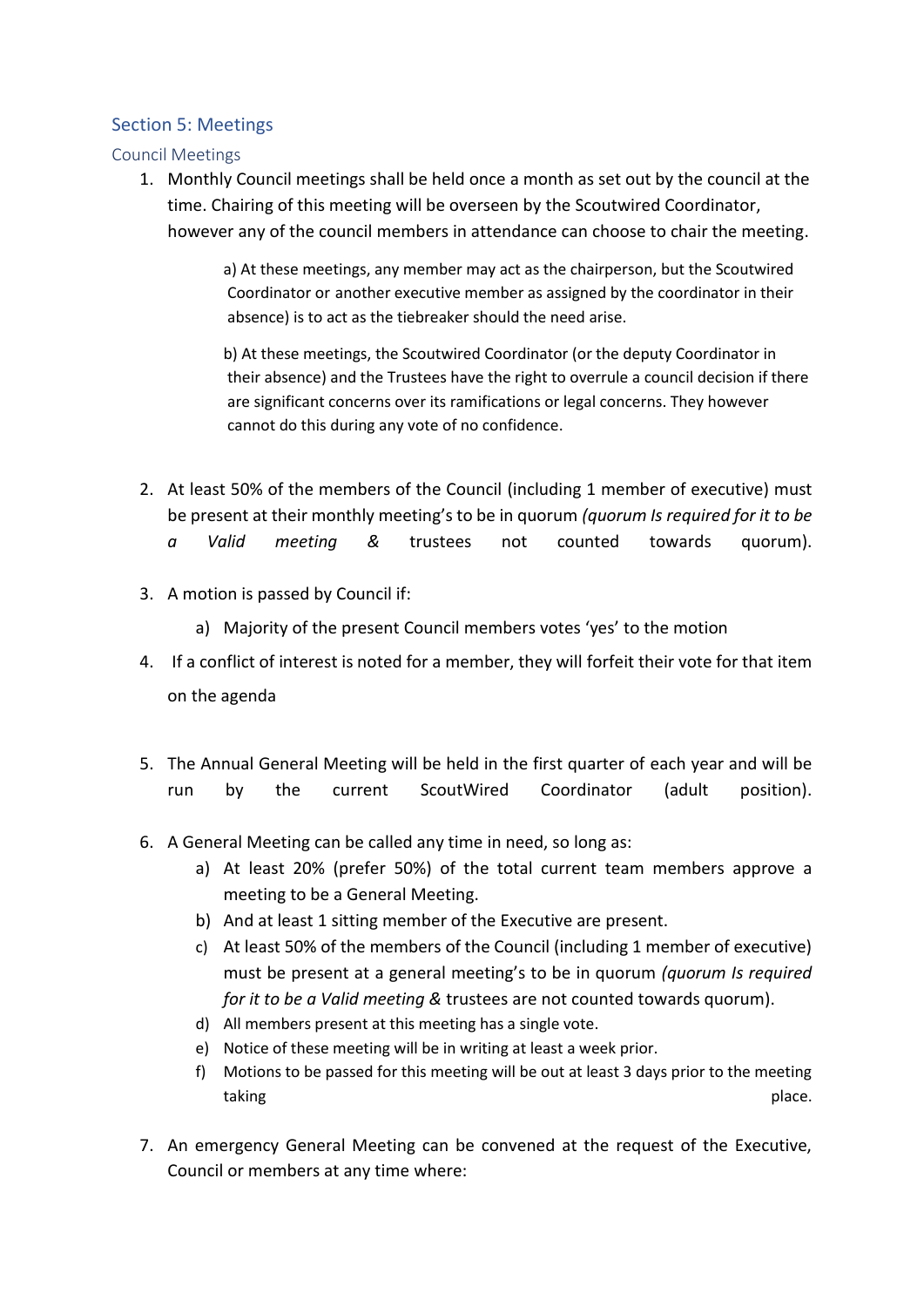## Section 5: Meetings

### Council Meetings

1. Monthly Council meetings shall be held once a month as set out by the council at the time. Chairing of this meeting will be overseen by the Scoutwired Coordinator, however any of the council members in attendance can choose to chair the meeting.

   a) At these meetings, any member may act as the chairperson, but the Scoutwired Coordinator or another executive member as assigned by the coordinator in their absence) is to act as the tiebreaker should the need arise.

   b) At these meetings, the Scoutwired Coordinator (or the deputy Coordinator in their absence) and the Trustees have the right to overrule a council decision if there are significant concerns over its ramifications or legal concerns. They however cannot do this during any vote of no confidence.

2. At least 50% of the members of the Council (including 1 member of executive) must be present at their monthly meeting's to be in quorum *(quorum Is required for it to be a Valid meeting &* trustees not counted towards quorum).

3. A motion is passed by Council if:
   a) Majority of the present Council members votes 'yes' to the motion

4. If a conflict of interest is noted for a member, they will forfeit their vote for that item on the agenda

5. The Annual General Meeting will be held in the first quarter of each year and will be run by the current ScoutWired Coordinator (adult position).

6. A General Meeting can be called any time in need, so long as:
   a) At least 20% (prefer 50%) of the total current team members approve a meeting to be a General Meeting.
   b) And at least 1 sitting member of the Executive are present.
   c) At least 50% of the members of the Council (including 1 member of executive) must be present at a general meeting's to be in quorum *(quorum Is required for it to be a Valid meeting &* trustees are not counted towards quorum).
   d) All members present at this meeting has a single vote.
   e) Notice of these meeting will be in writing at least a week prior.
   f) Motions to be passed for this meeting will be out at least 3 days prior to the meeting taking place.

7. An emergency General Meeting can be convened at the request of the Executive, Council or members at any time where: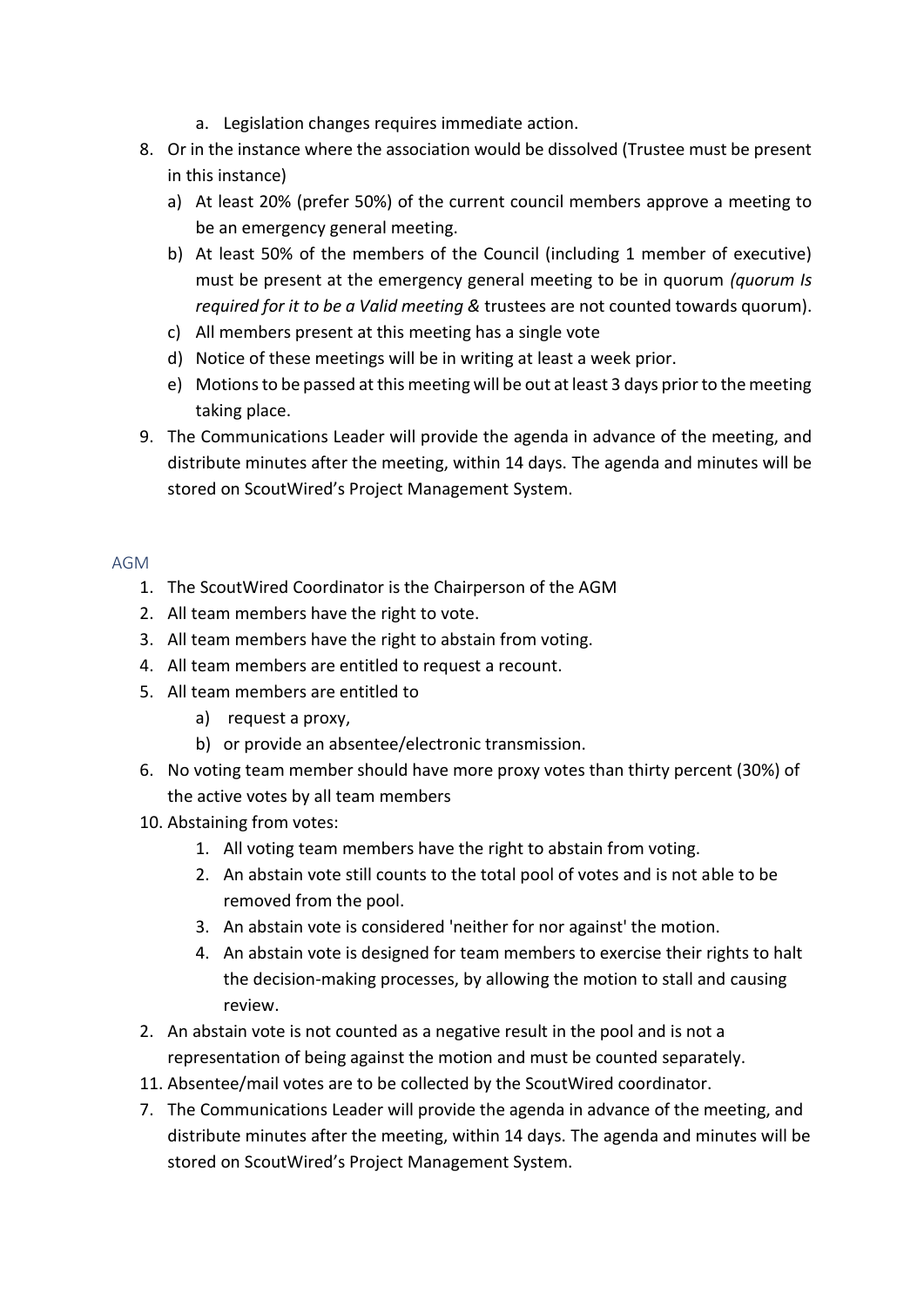a. Legislation changes requires immediate action.

8. Or in the instance where the association would be dissolved (Trustee must be present in this instance)
    a) At least 20% (prefer 50%) of the current council members approve a meeting to be an emergency general meeting.
    b) At least 50% of the members of the Council (including 1 member of executive) must be present at the emergency general meeting to be in quorum *(quorum Is required for it to be a Valid meeting &* trustees are not counted towards quorum).
    c) All members present at this meeting has a single vote
    d) Notice of these meetings will be in writing at least a week prior.
    e) Motions to be passed at this meeting will be out at least 3 days prior to the meeting taking place.
9. The Communications Leader will provide the agenda in advance of the meeting, and distribute minutes after the meeting, within 14 days. The agenda and minutes will be stored on ScoutWired's Project Management System.

## AGM

1. The ScoutWired Coordinator is the Chairperson of the AGM
2. All team members have the right to vote.
3. All team members have the right to abstain from voting.
4. All team members are entitled to request a recount.
5. All team members are entitled to
    a) request a proxy,
    b) or provide an absentee/electronic transmission.
6. No voting team member should have more proxy votes than thirty percent (30%) of the active votes by all team members

10. Abstaining from votes:
    1. All voting team members have the right to abstain from voting.
    2. An abstain vote still counts to the total pool of votes and is not able to be removed from the pool.
    3. An abstain vote is considered 'neither for nor against' the motion.
    4. An abstain vote is designed for team members to exercise their rights to halt the decision-making processes, by allowing the motion to stall and causing review.

2. An abstain vote is not counted as a negative result in the pool and is not a representation of being against the motion and must be counted separately.

11. Absentee/mail votes are to be collected by the ScoutWired coordinator.

7. The Communications Leader will provide the agenda in advance of the meeting, and distribute minutes after the meeting, within 14 days. The agenda and minutes will be stored on ScoutWired's Project Management System.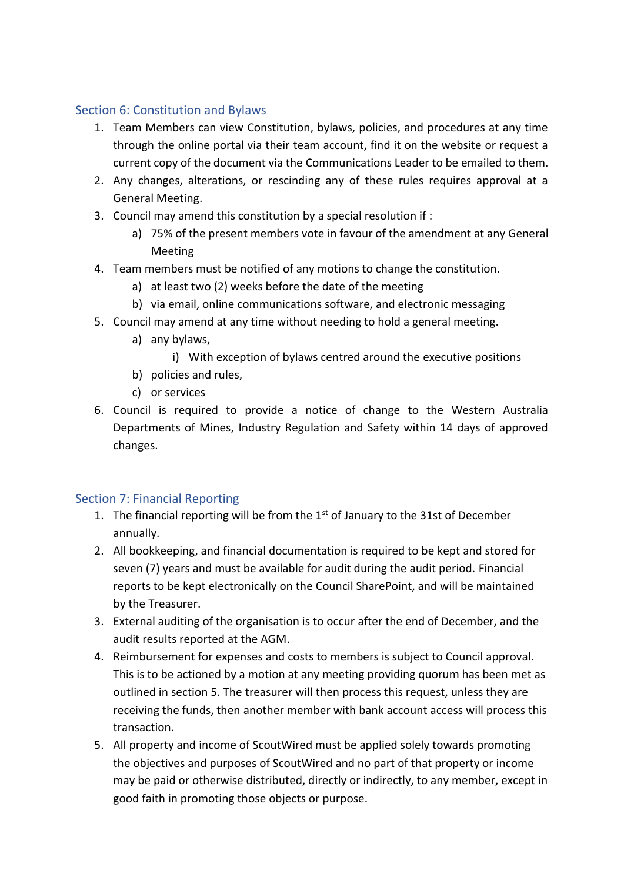## Section 6: Constitution and Bylaws

1. Team Members can view Constitution, bylaws, policies, and procedures at any time through the online portal via their team account, find it on the website or request a current copy of the document via the Communications Leader to be emailed to them.
2. Any changes, alterations, or rescinding any of these rules requires approval at a General Meeting.
3. Council may amend this constitution by a special resolution if :
   a) 75% of the present members vote in favour of the amendment at any General Meeting
4. Team members must be notified of any motions to change the constitution.
   a) at least two (2) weeks before the date of the meeting
   b) via email, online communications software, and electronic messaging
5. Council may amend at any time without needing to hold a general meeting.
   a) any bylaws,
      i) With exception of bylaws centred around the executive positions
   b) policies and rules,
   c) or services
6. Council is required to provide a notice of change to the Western Australia Departments of Mines, Industry Regulation and Safety within 14 days of approved changes.

## Section 7: Financial Reporting

1. The financial reporting will be from the 1st of January to the 31st of December annually.
2. All bookkeeping, and financial documentation is required to be kept and stored for seven (7) years and must be available for audit during the audit period. Financial reports to be kept electronically on the Council SharePoint, and will be maintained by the Treasurer.
3. External auditing of the organisation is to occur after the end of December, and the audit results reported at the AGM.
4. Reimbursement for expenses and costs to members is subject to Council approval. This is to be actioned by a motion at any meeting providing quorum has been met as outlined in section 5. The treasurer will then process this request, unless they are receiving the funds, then another member with bank account access will process this transaction.
5. All property and income of ScoutWired must be applied solely towards promoting the objectives and purposes of ScoutWired and no part of that property or income may be paid or otherwise distributed, directly or indirectly, to any member, except in good faith in promoting those objects or purpose.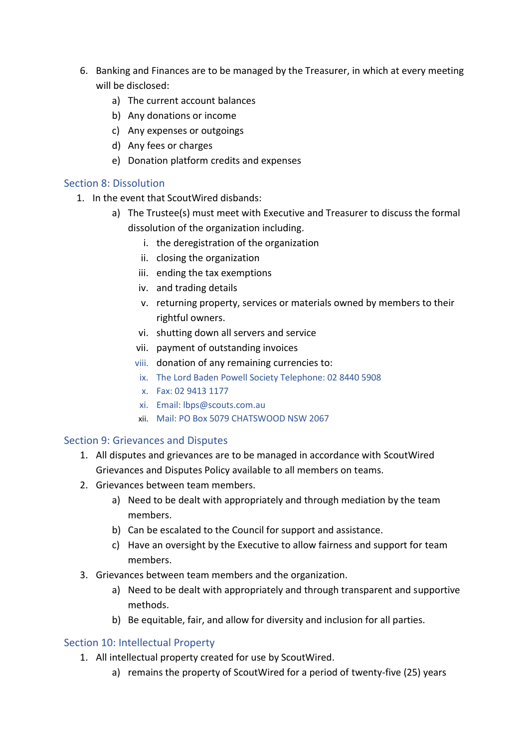6. Banking and Finances are to be managed by the Treasurer, in which at every meeting will be disclosed:
    a) The current account balances
    b) Any donations or income
    c) Any expenses or outgoings
    d) Any fees or charges
    e) Donation platform credits and expenses

## Section 8: Dissolution

1. In the event that ScoutWired disbands:
    a) The Trustee(s) must meet with Executive and Treasurer to discuss the formal dissolution of the organization including.
        i. the deregistration of the organization
        ii. closing the organization
        iii. ending the tax exemptions
        iv. and trading details
        v. returning property, services or materials owned by members to their rightful owners.
        vi. shutting down all servers and service
        vii. payment of outstanding invoices
        viii. donation of any remaining currencies to:
        ix. The Lord Baden Powell Society Telephone: 02 8440 5908
        x. Fax: 02 9413 1177
        xi. Email: lbps@scouts.com.au
        xii. Mail: PO Box 5079 CHATSWOOD NSW 2067

## Section 9: Grievances and Disputes

1. All disputes and grievances are to be managed in accordance with ScoutWired Grievances and Disputes Policy available to all members on teams.
2. Grievances between team members.
    a) Need to be dealt with appropriately and through mediation by the team members.
    b) Can be escalated to the Council for support and assistance.
    c) Have an oversight by the Executive to allow fairness and support for team members.
3. Grievances between team members and the organization.
    a) Need to be dealt with appropriately and through transparent and supportive methods.
    b) Be equitable, fair, and allow for diversity and inclusion for all parties.

## Section 10: Intellectual Property

1. All intellectual property created for use by ScoutWired.
    a) remains the property of ScoutWired for a period of twenty-five (25) years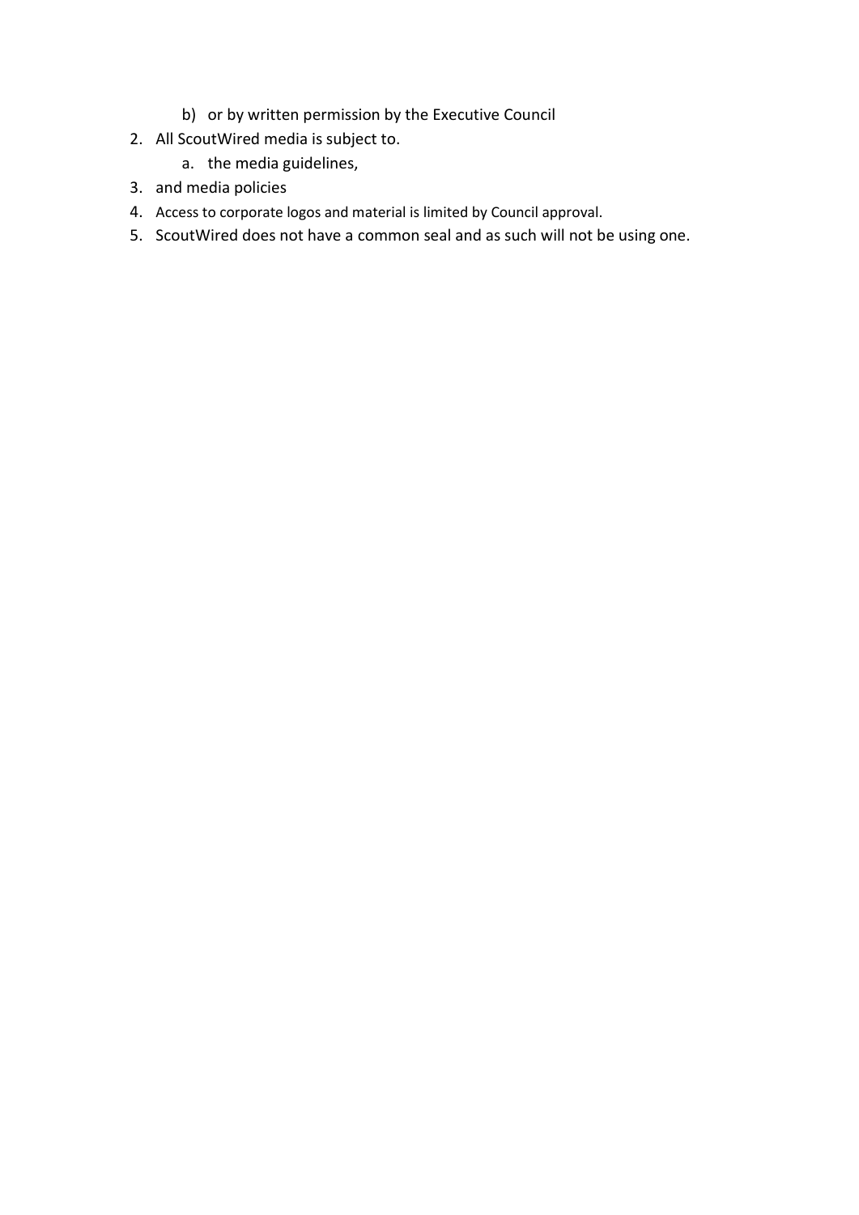b) or by written permission by the Executive Council

2. All ScoutWired media is subject to.
   a. the media guidelines,
3. and media policies
4. Access to corporate logos and material is limited by Council approval.
5. ScoutWired does not have a common seal and as such will not be using one.